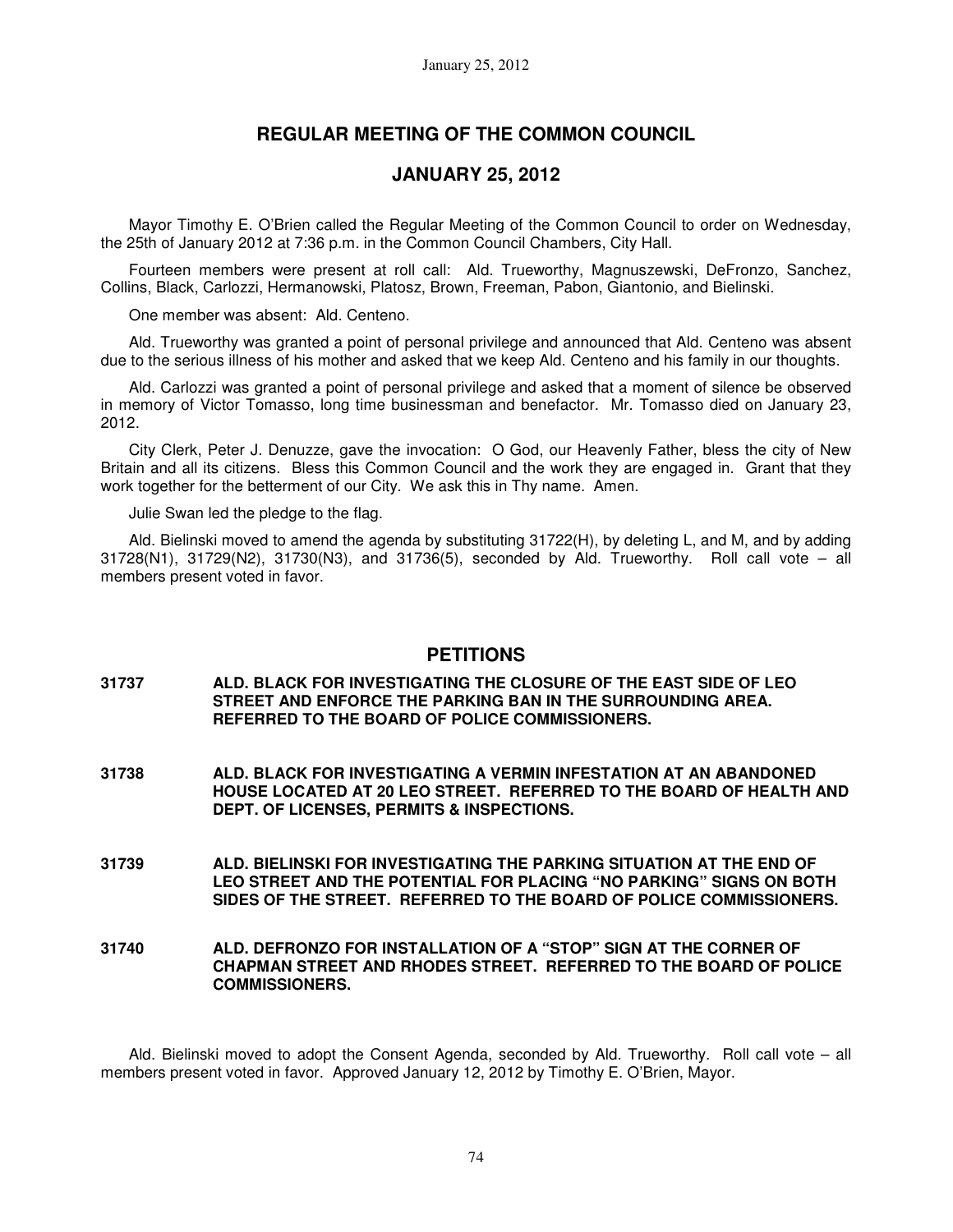# REGULAR MEETING OF THE COMMON COUNCIL

## JANUARY 25, 2012

Mayor Timothy E. O'Brien called the Regular Meeting of the Common Council to order on Wednesday, the 25th of January 2012 at 7:36 p.m. in the Common Council Chambers, City Hall.

Fourteen members were present at roll call: Ald. Trueworthy, Magnuszewski, DeFronzo, Sanchez, Collins, Black, Carlozzi, Hermanowski, Platosz, Brown, Freeman, Pabon, Giantonio, and Bielinski.

One member was absent: Ald. Centeno.

Ald. Trueworthy was granted a point of personal privilege and announced that Ald. Centeno was absent due to the serious illness of his mother and asked that we keep Ald. Centeno and his family in our thoughts.

Ald. Carlozzi was granted a point of personal privilege and asked that a moment of silence be observed in memory of Victor Tomasso, long time businessman and benefactor. Mr. Tomasso died on January 23, 2012.

City Clerk, Peter J. Denuzze, gave the invocation: O God, our Heavenly Father, bless the city of New Britain and all its citizens. Bless this Common Council and the work they are engaged in. Grant that they work together for the betterment of our City. We ask this in Thy name. Amen.

Julie Swan led the pledge to the flag.

Ald. Bielinski moved to amend the agenda by substituting 31722(H), by deleting L, and M, and by adding 31728(N1), 31729(N2), 31730(N3), and 31736(5), seconded by Ald. Trueworthy. Roll call vote – all members present voted in favor.

## PETITIONS

**31737 ALD. BLACK FOR INVESTIGATING THE CLOSURE OF THE EAST SIDE OF LEO STREET AND ENFORCE THE PARKING BAN IN THE SURROUNDING AREA. REFERRED TO THE BOARD OF POLICE COMMISSIONERS.**

**31738 ALD. BLACK FOR INVESTIGATING A VERMIN INFESTATION AT AN ABANDONED HOUSE LOCATED AT 20 LEO STREET. REFERRED TO THE BOARD OF HEALTH AND DEPT. OF LICENSES, PERMITS & INSPECTIONS.**

**31739 ALD. BIELINSKI FOR INVESTIGATING THE PARKING SITUATION AT THE END OF LEO STREET AND THE POTENTIAL FOR PLACING "NO PARKING" SIGNS ON BOTH SIDES OF THE STREET. REFERRED TO THE BOARD OF POLICE COMMISSIONERS.**

**31740 ALD. DEFRONZO FOR INSTALLATION OF A "STOP" SIGN AT THE CORNER OF CHAPMAN STREET AND RHODES STREET. REFERRED TO THE BOARD OF POLICE COMMISSIONERS.**

Ald. Bielinski moved to adopt the Consent Agenda, seconded by Ald. Trueworthy. Roll call vote – all members present voted in favor. Approved January 12, 2012 by Timothy E. O'Brien, Mayor.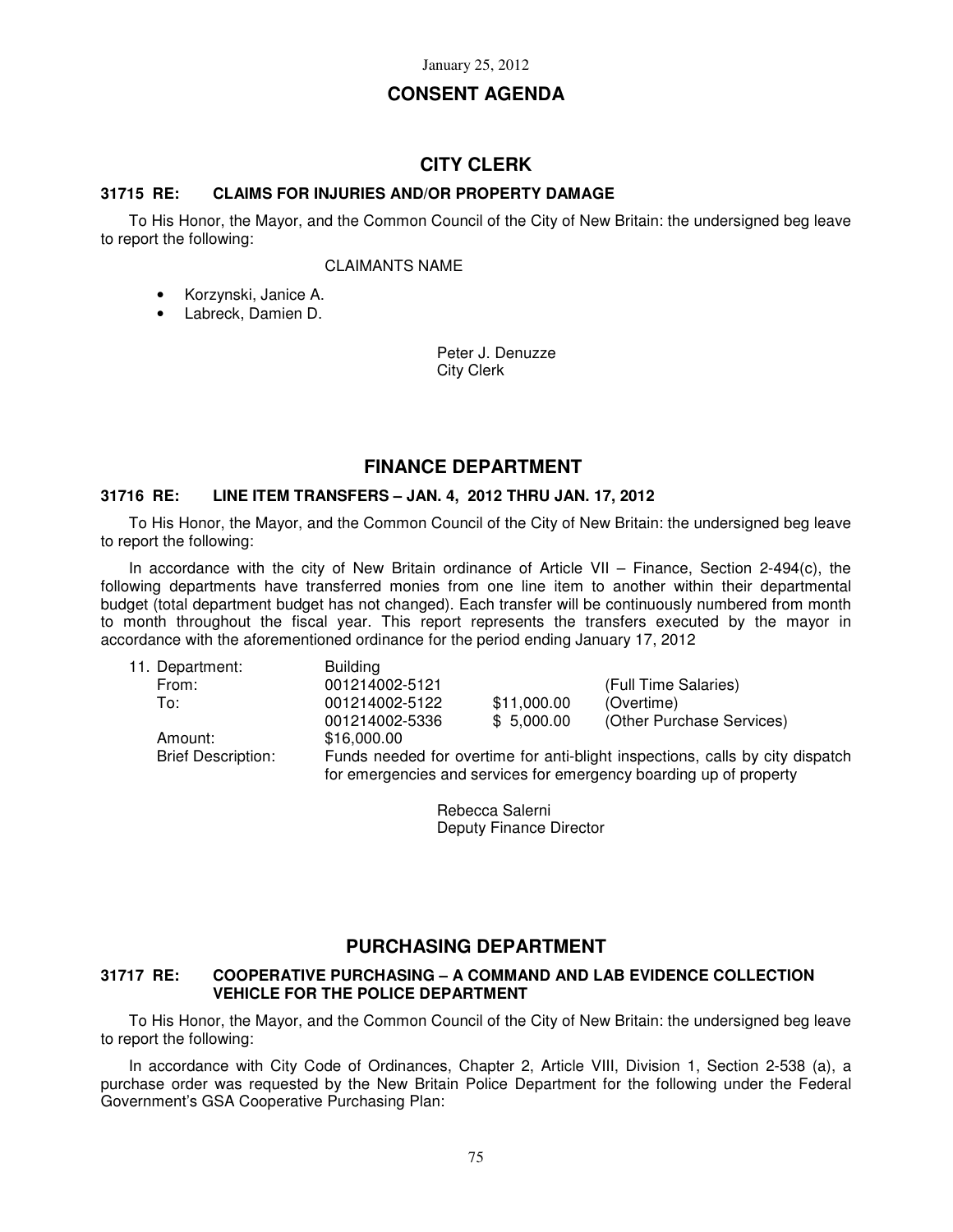January 25, 2012

# CONSENT AGENDA

## CITY CLERK

**31715 RE: CLAIMS FOR INJURIES AND/OR PROPERTY DAMAGE**

To His Honor, the Mayor, and the Common Council of the City of New Britain: the undersigned beg leave to report the following:

CLAIMANTS NAME

- Korzynski, Janice A.
- Labreck, Damien D.

Peter J. Denuzze
City Clerk

## FINANCE DEPARTMENT

**31716 RE: LINE ITEM TRANSFERS – JAN. 4, 2012 THRU JAN. 17, 2012**

To His Honor, the Mayor, and the Common Council of the City of New Britain: the undersigned beg leave to report the following:

In accordance with the city of New Britain ordinance of Article VII – Finance, Section 2-494(c), the following departments have transferred monies from one line item to another within their departmental budget (total department budget has not changed). Each transfer will be continuously numbered from month to month throughout the fiscal year. This report represents the transfers executed by the mayor in accordance with the aforementioned ordinance for the period ending January 17, 2012

| | | | |
|---|---|---|---|
| 11. Department: | Building | | |
| From: | 001214002-5121 | | (Full Time Salaries) |
| To: | 001214002-5122 | $11,000.00 | (Overtime) |
| | 001214002-5336 | $ 5,000.00 | (Other Purchase Services) |
| Amount: | $16,000.00 | | |
| Brief Description: | Funds needed for overtime for anti-blight inspections, calls by city dispatch for emergencies and services for emergency boarding up of property | | |

Rebecca Salerni
Deputy Finance Director

## PURCHASING DEPARTMENT

**31717 RE: COOPERATIVE PURCHASING – A COMMAND AND LAB EVIDENCE COLLECTION VEHICLE FOR THE POLICE DEPARTMENT**

To His Honor, the Mayor, and the Common Council of the City of New Britain: the undersigned beg leave to report the following:

In accordance with City Code of Ordinances, Chapter 2, Article VIII, Division 1, Section 2-538 (a), a purchase order was requested by the New Britain Police Department for the following under the Federal Government's GSA Cooperative Purchasing Plan: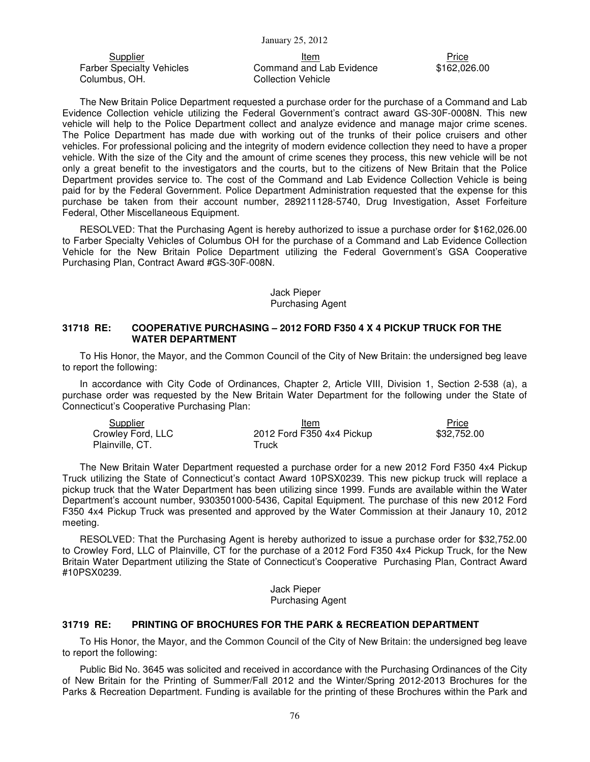| Supplier | Item | Price |
|---|---|---|
| Farber Specialty Vehicles Columbus, OH. | Command and Lab Evidence Collection Vehicle | $162,026.00 |

The New Britain Police Department requested a purchase order for the purchase of a Command and Lab Evidence Collection vehicle utilizing the Federal Government's contract award GS-30F-0008N. This new vehicle will help to the Police Department collect and analyze evidence and manage major crime scenes. The Police Department has made due with working out of the trunks of their police cruisers and other vehicles. For professional policing and the integrity of modern evidence collection they need to have a proper vehicle. With the size of the City and the amount of crime scenes they process, this new vehicle will be not only a great benefit to the investigators and the courts, but to the citizens of New Britain that the Police Department provides service to. The cost of the Command and Lab Evidence Collection Vehicle is being paid for by the Federal Government. Police Department Administration requested that the expense for this purchase be taken from their account number, 289211128-5740, Drug Investigation, Asset Forfeiture Federal, Other Miscellaneous Equipment.

RESOLVED: That the Purchasing Agent is hereby authorized to issue a purchase order for $162,026.00 to Farber Specialty Vehicles of Columbus OH for the purchase of a Command and Lab Evidence Collection Vehicle for the New Britain Police Department utilizing the Federal Government's GSA Cooperative Purchasing Plan, Contract Award #GS-30F-008N.

Jack Pieper
Purchasing Agent

### 31718 RE: COOPERATIVE PURCHASING – 2012 FORD F350 4 X 4 PICKUP TRUCK FOR THE WATER DEPARTMENT

To His Honor, the Mayor, and the Common Council of the City of New Britain: the undersigned beg leave to report the following:

In accordance with City Code of Ordinances, Chapter 2, Article VIII, Division 1, Section 2-538 (a), a purchase order was requested by the New Britain Water Department for the following under the State of Connecticut's Cooperative Purchasing Plan:

| Supplier | Item | Price |
|---|---|---|
| Crowley Ford, LLC Plainville, CT. | 2012 Ford F350 4x4 Pickup Truck | $32,752.00 |

The New Britain Water Department requested a purchase order for a new 2012 Ford F350 4x4 Pickup Truck utilizing the State of Connecticut's contact Award 10PSX0239. This new pickup truck will replace a pickup truck that the Water Department has been utilizing since 1999. Funds are available within the Water Department's account number, 9303501000-5436, Capital Equipment. The purchase of this new 2012 Ford F350 4x4 Pickup Truck was presented and approved by the Water Commission at their Janaury 10, 2012 meeting.

RESOLVED: That the Purchasing Agent is hereby authorized to issue a purchase order for $32,752.00 to Crowley Ford, LLC of Plainville, CT for the purchase of a 2012 Ford F350 4x4 Pickup Truck, for the New Britain Water Department utilizing the State of Connecticut's Cooperative Purchasing Plan, Contract Award #10PSX0239.

Jack Pieper
Purchasing Agent

### 31719 RE: PRINTING OF BROCHURES FOR THE PARK & RECREATION DEPARTMENT

To His Honor, the Mayor, and the Common Council of the City of New Britain: the undersigned beg leave to report the following:

Public Bid No. 3645 was solicited and received in accordance with the Purchasing Ordinances of the City of New Britain for the Printing of Summer/Fall 2012 and the Winter/Spring 2012-2013 Brochures for the Parks & Recreation Department. Funding is available for the printing of these Brochures within the Park and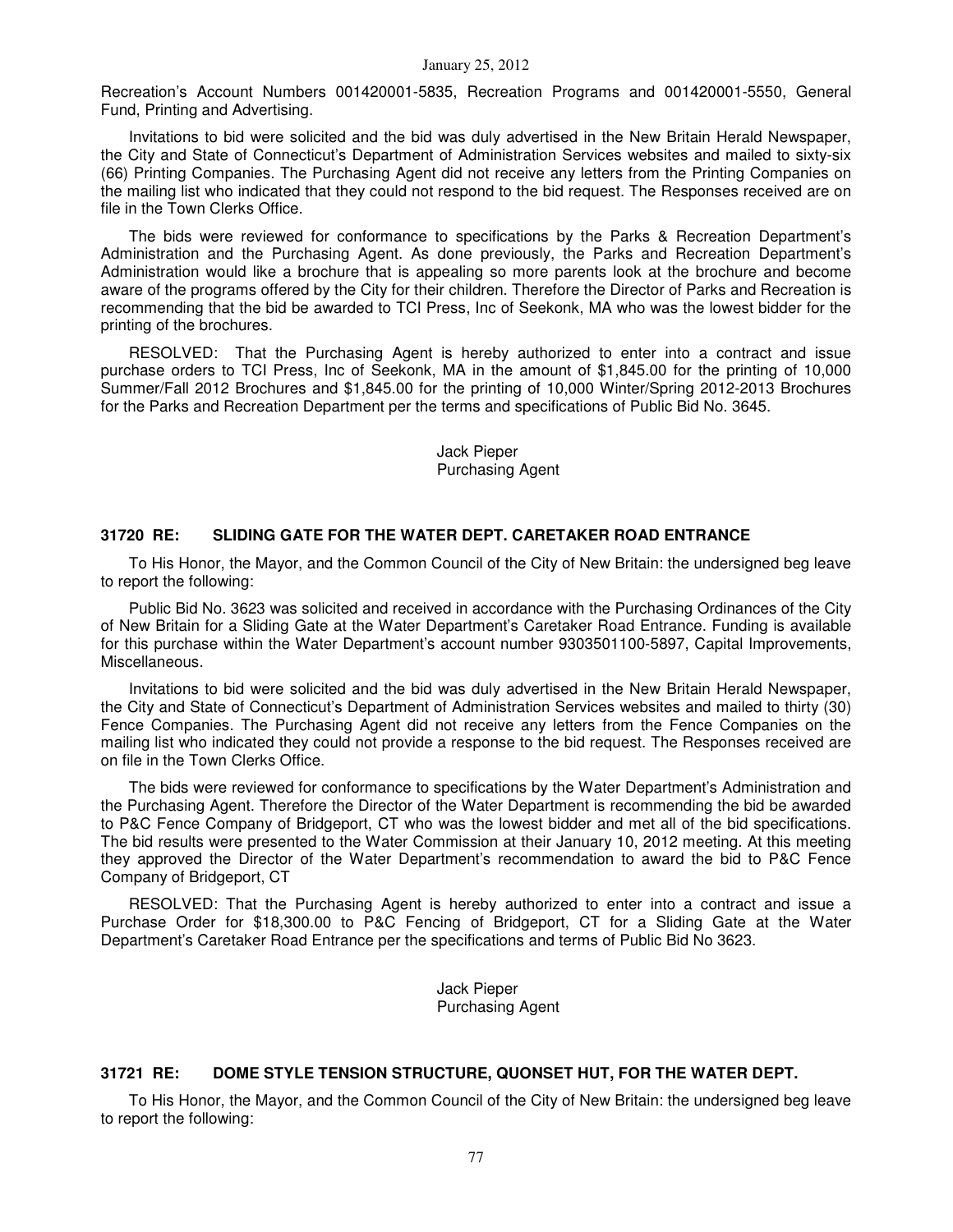Recreation's Account Numbers 001420001-5835, Recreation Programs and 001420001-5550, General Fund, Printing and Advertising.

Invitations to bid were solicited and the bid was duly advertised in the New Britain Herald Newspaper, the City and State of Connecticut's Department of Administration Services websites and mailed to sixty-six (66) Printing Companies. The Purchasing Agent did not receive any letters from the Printing Companies on the mailing list who indicated that they could not respond to the bid request. The Responses received are on file in the Town Clerks Office.

The bids were reviewed for conformance to specifications by the Parks & Recreation Department's Administration and the Purchasing Agent. As done previously, the Parks and Recreation Department's Administration would like a brochure that is appealing so more parents look at the brochure and become aware of the programs offered by the City for their children. Therefore the Director of Parks and Recreation is recommending that the bid be awarded to TCI Press, Inc of Seekonk, MA who was the lowest bidder for the printing of the brochures.

RESOLVED: That the Purchasing Agent is hereby authorized to enter into a contract and issue purchase orders to TCI Press, Inc of Seekonk, MA in the amount of $1,845.00 for the printing of 10,000 Summer/Fall 2012 Brochures and $1,845.00 for the printing of 10,000 Winter/Spring 2012-2013 Brochures for the Parks and Recreation Department per the terms and specifications of Public Bid No. 3645.

Jack Pieper
Purchasing Agent

### 31720 RE: SLIDING GATE FOR THE WATER DEPT. CARETAKER ROAD ENTRANCE

To His Honor, the Mayor, and the Common Council of the City of New Britain: the undersigned beg leave to report the following:

Public Bid No. 3623 was solicited and received in accordance with the Purchasing Ordinances of the City of New Britain for a Sliding Gate at the Water Department's Caretaker Road Entrance. Funding is available for this purchase within the Water Department's account number 9303501100-5897, Capital Improvements, Miscellaneous.

Invitations to bid were solicited and the bid was duly advertised in the New Britain Herald Newspaper, the City and State of Connecticut's Department of Administration Services websites and mailed to thirty (30) Fence Companies. The Purchasing Agent did not receive any letters from the Fence Companies on the mailing list who indicated they could not provide a response to the bid request. The Responses received are on file in the Town Clerks Office.

The bids were reviewed for conformance to specifications by the Water Department's Administration and the Purchasing Agent. Therefore the Director of the Water Department is recommending the bid be awarded to P&C Fence Company of Bridgeport, CT who was the lowest bidder and met all of the bid specifications. The bid results were presented to the Water Commission at their January 10, 2012 meeting. At this meeting they approved the Director of the Water Department's recommendation to award the bid to P&C Fence Company of Bridgeport, CT

RESOLVED: That the Purchasing Agent is hereby authorized to enter into a contract and issue a Purchase Order for $18,300.00 to P&C Fencing of Bridgeport, CT for a Sliding Gate at the Water Department's Caretaker Road Entrance per the specifications and terms of Public Bid No 3623.

Jack Pieper
Purchasing Agent

### 31721 RE: DOME STYLE TENSION STRUCTURE, QUONSET HUT, FOR THE WATER DEPT.

To His Honor, the Mayor, and the Common Council of the City of New Britain: the undersigned beg leave to report the following: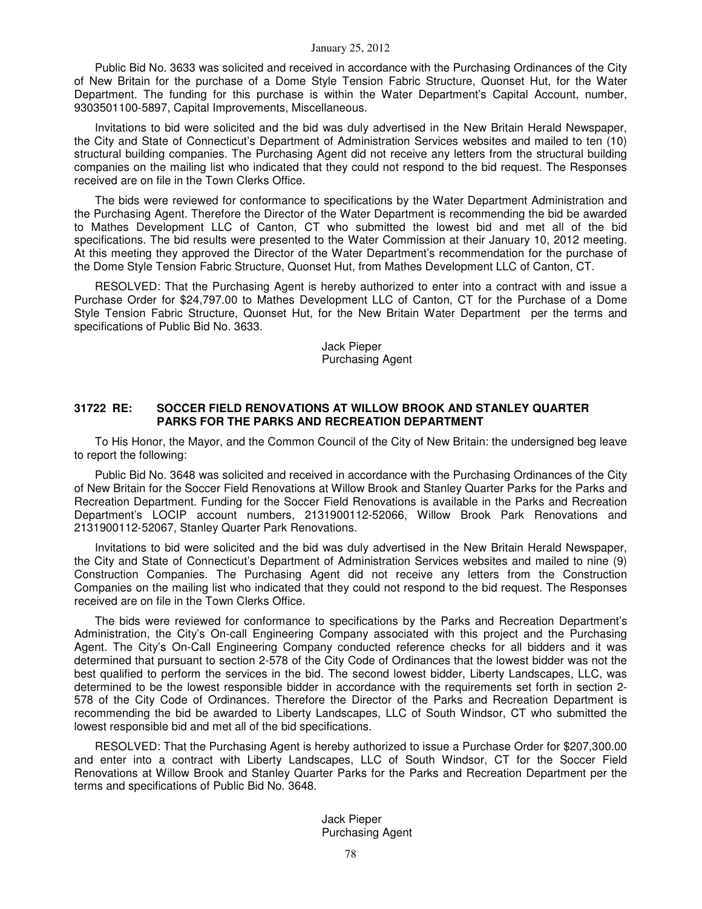Public Bid No. 3633 was solicited and received in accordance with the Purchasing Ordinances of the City of New Britain for the purchase of a Dome Style Tension Fabric Structure, Quonset Hut, for the Water Department. The funding for this purchase is within the Water Department's Capital Account, number, 9303501100-5897, Capital Improvements, Miscellaneous.

Invitations to bid were solicited and the bid was duly advertised in the New Britain Herald Newspaper, the City and State of Connecticut's Department of Administration Services websites and mailed to ten (10) structural building companies. The Purchasing Agent did not receive any letters from the structural building companies on the mailing list who indicated that they could not respond to the bid request. The Responses received are on file in the Town Clerks Office.

The bids were reviewed for conformance to specifications by the Water Department Administration and the Purchasing Agent. Therefore the Director of the Water Department is recommending the bid be awarded to Mathes Development LLC of Canton, CT who submitted the lowest bid and met all of the bid specifications. The bid results were presented to the Water Commission at their January 10, 2012 meeting. At this meeting they approved the Director of the Water Department's recommendation for the purchase of the Dome Style Tension Fabric Structure, Quonset Hut, from Mathes Development LLC of Canton, CT.

RESOLVED: That the Purchasing Agent is hereby authorized to enter into a contract with and issue a Purchase Order for $24,797.00 to Mathes Development LLC of Canton, CT for the Purchase of a Dome Style Tension Fabric Structure, Quonset Hut, for the New Britain Water Department per the terms and specifications of Public Bid No. 3633.

Jack Pieper
Purchasing Agent

### 31722 RE: SOCCER FIELD RENOVATIONS AT WILLOW BROOK AND STANLEY QUARTER PARKS FOR THE PARKS AND RECREATION DEPARTMENT

To His Honor, the Mayor, and the Common Council of the City of New Britain: the undersigned beg leave to report the following:

Public Bid No. 3648 was solicited and received in accordance with the Purchasing Ordinances of the City of New Britain for the Soccer Field Renovations at Willow Brook and Stanley Quarter Parks for the Parks and Recreation Department. Funding for the Soccer Field Renovations is available in the Parks and Recreation Department's LOCIP account numbers, 2131900112-52066, Willow Brook Park Renovations and 2131900112-52067, Stanley Quarter Park Renovations.

Invitations to bid were solicited and the bid was duly advertised in the New Britain Herald Newspaper, the City and State of Connecticut's Department of Administration Services websites and mailed to nine (9) Construction Companies. The Purchasing Agent did not receive any letters from the Construction Companies on the mailing list who indicated that they could not respond to the bid request. The Responses received are on file in the Town Clerks Office.

The bids were reviewed for conformance to specifications by the Parks and Recreation Department's Administration, the City's On-call Engineering Company associated with this project and the Purchasing Agent. The City's On-Call Engineering Company conducted reference checks for all bidders and it was determined that pursuant to section 2-578 of the City Code of Ordinances that the lowest bidder was not the best qualified to perform the services in the bid. The second lowest bidder, Liberty Landscapes, LLC, was determined to be the lowest responsible bidder in accordance with the requirements set forth in section 2-578 of the City Code of Ordinances. Therefore the Director of the Parks and Recreation Department is recommending the bid be awarded to Liberty Landscapes, LLC of South Windsor, CT who submitted the lowest responsible bid and met all of the bid specifications.

RESOLVED: That the Purchasing Agent is hereby authorized to issue a Purchase Order for $207,300.00 and enter into a contract with Liberty Landscapes, LLC of South Windsor, CT for the Soccer Field Renovations at Willow Brook and Stanley Quarter Parks for the Parks and Recreation Department per the terms and specifications of Public Bid No. 3648.

Jack Pieper
Purchasing Agent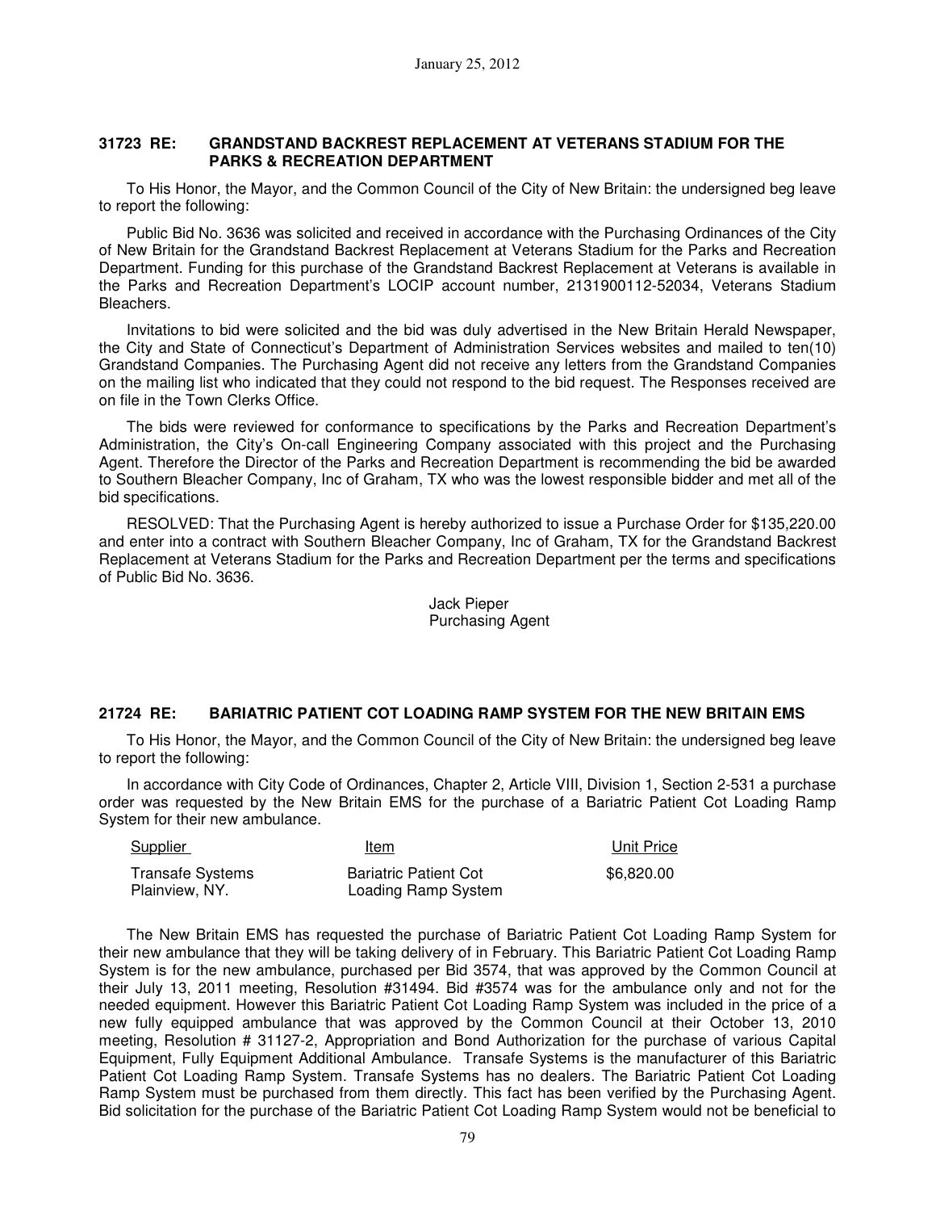### 31723 RE: GRANDSTAND BACKREST REPLACEMENT AT VETERANS STADIUM FOR THE PARKS & RECREATION DEPARTMENT

To His Honor, the Mayor, and the Common Council of the City of New Britain: the undersigned beg leave to report the following:

Public Bid No. 3636 was solicited and received in accordance with the Purchasing Ordinances of the City of New Britain for the Grandstand Backrest Replacement at Veterans Stadium for the Parks and Recreation Department. Funding for this purchase of the Grandstand Backrest Replacement at Veterans is available in the Parks and Recreation Department's LOCIP account number, 2131900112-52034, Veterans Stadium Bleachers.

Invitations to bid were solicited and the bid was duly advertised in the New Britain Herald Newspaper, the City and State of Connecticut's Department of Administration Services websites and mailed to ten(10) Grandstand Companies. The Purchasing Agent did not receive any letters from the Grandstand Companies on the mailing list who indicated that they could not respond to the bid request. The Responses received are on file in the Town Clerks Office.

The bids were reviewed for conformance to specifications by the Parks and Recreation Department's Administration, the City's On-call Engineering Company associated with this project and the Purchasing Agent. Therefore the Director of the Parks and Recreation Department is recommending the bid be awarded to Southern Bleacher Company, Inc of Graham, TX who was the lowest responsible bidder and met all of the bid specifications.

RESOLVED: That the Purchasing Agent is hereby authorized to issue a Purchase Order for $135,220.00 and enter into a contract with Southern Bleacher Company, Inc of Graham, TX for the Grandstand Backrest Replacement at Veterans Stadium for the Parks and Recreation Department per the terms and specifications of Public Bid No. 3636.

Jack Pieper
Purchasing Agent

### 21724 RE: BARIATRIC PATIENT COT LOADING RAMP SYSTEM FOR THE NEW BRITAIN EMS

To His Honor, the Mayor, and the Common Council of the City of New Britain: the undersigned beg leave to report the following:

In accordance with City Code of Ordinances, Chapter 2, Article VIII, Division 1, Section 2-531 a purchase order was requested by the New Britain EMS for the purchase of a Bariatric Patient Cot Loading Ramp System for their new ambulance.

| Supplier | Item | Unit Price |
| --- | --- | --- |
| Transafe Systems Plainview, NY. | Bariatric Patient Cot Loading Ramp System | $6,820.00 |

The New Britain EMS has requested the purchase of Bariatric Patient Cot Loading Ramp System for their new ambulance that they will be taking delivery of in February. This Bariatric Patient Cot Loading Ramp System is for the new ambulance, purchased per Bid 3574, that was approved by the Common Council at their July 13, 2011 meeting, Resolution #31494. Bid #3574 was for the ambulance only and not for the needed equipment. However this Bariatric Patient Cot Loading Ramp System was included in the price of a new fully equipped ambulance that was approved by the Common Council at their October 13, 2010 meeting, Resolution # 31127-2, Appropriation and Bond Authorization for the purchase of various Capital Equipment, Fully Equipment Additional Ambulance. Transafe Systems is the manufacturer of this Bariatric Patient Cot Loading Ramp System. Transafe Systems has no dealers. The Bariatric Patient Cot Loading Ramp System must be purchased from them directly. This fact has been verified by the Purchasing Agent. Bid solicitation for the purchase of the Bariatric Patient Cot Loading Ramp System would not be beneficial to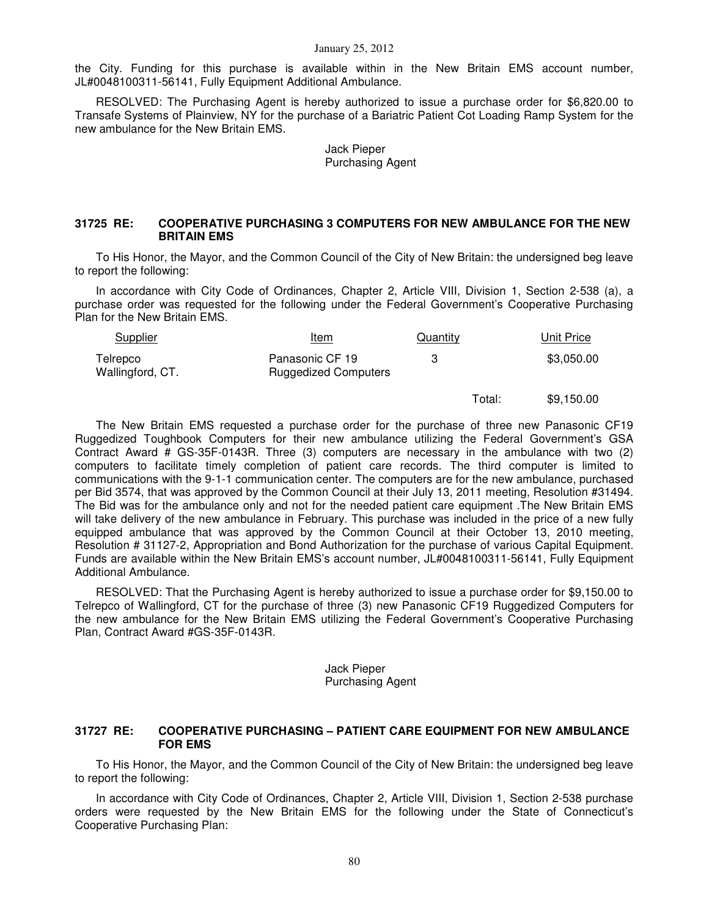the City. Funding for this purchase is available within in the New Britain EMS account number, JL#0048100311-56141, Fully Equipment Additional Ambulance.

RESOLVED: The Purchasing Agent is hereby authorized to issue a purchase order for $6,820.00 to Transafe Systems of Plainview, NY for the purchase of a Bariatric Patient Cot Loading Ramp System for the new ambulance for the New Britain EMS.

Jack Pieper
Purchasing Agent

### 31725 RE: COOPERATIVE PURCHASING 3 COMPUTERS FOR NEW AMBULANCE FOR THE NEW BRITAIN EMS

To His Honor, the Mayor, and the Common Council of the City of New Britain: the undersigned beg leave to report the following:

In accordance with City Code of Ordinances, Chapter 2, Article VIII, Division 1, Section 2-538 (a), a purchase order was requested for the following under the Federal Government's Cooperative Purchasing Plan for the New Britain EMS.

| Supplier | Item | Quantity | Unit Price |
|---|---|---|---|
| Telrepco Wallingford, CT. | Panasonic CF 19 Ruggedized Computers | 3 | $3,050.00 |
| | | Total: | $9,150.00 |

The New Britain EMS requested a purchase order for the purchase of three new Panasonic CF19 Ruggedized Toughbook Computers for their new ambulance utilizing the Federal Government's GSA Contract Award # GS-35F-0143R. Three (3) computers are necessary in the ambulance with two (2) computers to facilitate timely completion of patient care records. The third computer is limited to communications with the 9-1-1 communication center. The computers are for the new ambulance, purchased per Bid 3574, that was approved by the Common Council at their July 13, 2011 meeting, Resolution #31494. The Bid was for the ambulance only and not for the needed patient care equipment .The New Britain EMS will take delivery of the new ambulance in February. This purchase was included in the price of a new fully equipped ambulance that was approved by the Common Council at their October 13, 2010 meeting, Resolution # 31127-2, Appropriation and Bond Authorization for the purchase of various Capital Equipment. Funds are available within the New Britain EMS's account number, JL#0048100311-56141, Fully Equipment Additional Ambulance.

RESOLVED: That the Purchasing Agent is hereby authorized to issue a purchase order for $9,150.00 to Telrepco of Wallingford, CT for the purchase of three (3) new Panasonic CF19 Ruggedized Computers for the new ambulance for the New Britain EMS utilizing the Federal Government's Cooperative Purchasing Plan, Contract Award #GS-35F-0143R.

Jack Pieper
Purchasing Agent

### 31727 RE: COOPERATIVE PURCHASING – PATIENT CARE EQUIPMENT FOR NEW AMBULANCE FOR EMS

To His Honor, the Mayor, and the Common Council of the City of New Britain: the undersigned beg leave to report the following:

In accordance with City Code of Ordinances, Chapter 2, Article VIII, Division 1, Section 2-538 purchase orders were requested by the New Britain EMS for the following under the State of Connecticut's Cooperative Purchasing Plan: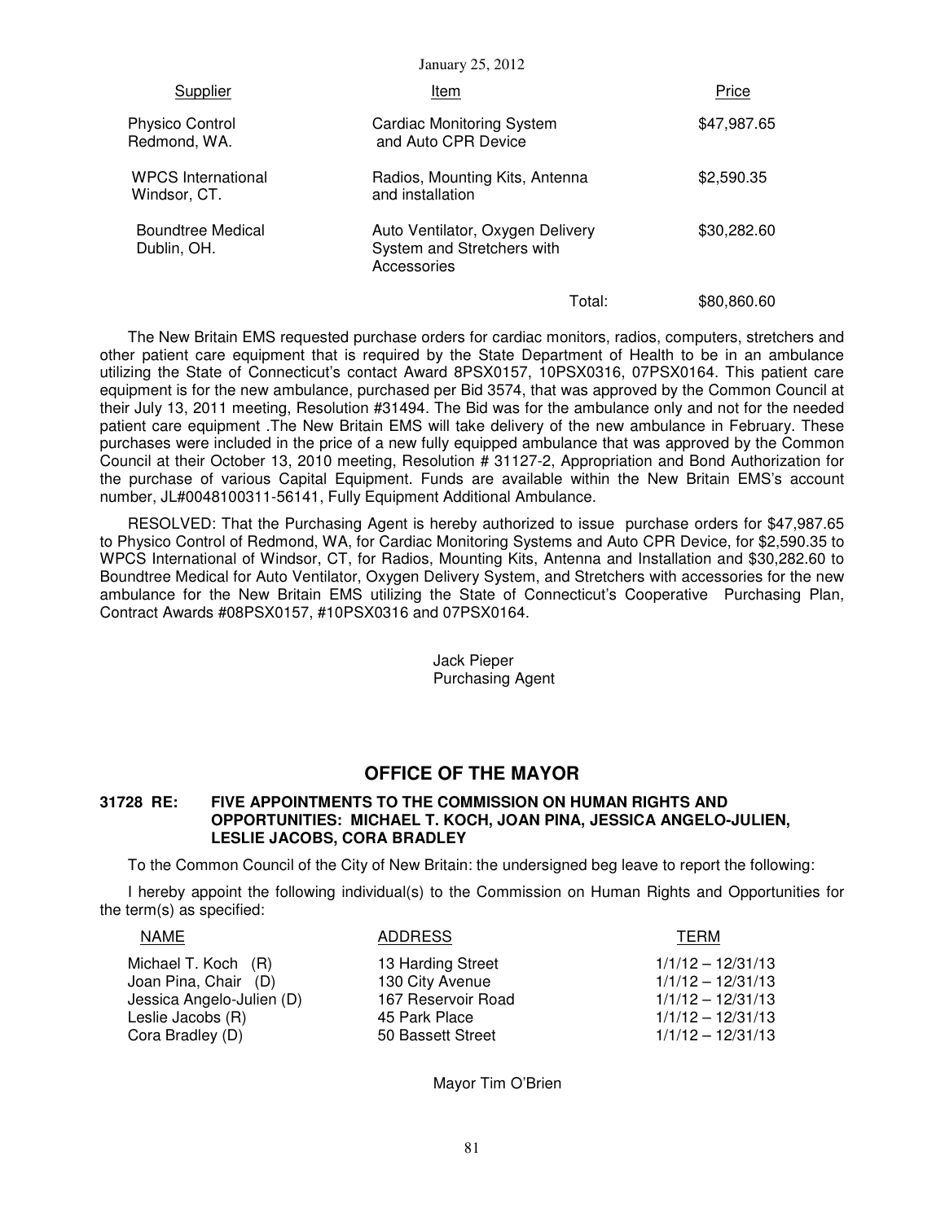January 25, 2012

| Supplier | Item | Price |
|---|---|---|
| Physico Control Redmond, WA. | Cardiac Monitoring System and Auto CPR Device | \$47,987.65 |
| WPCS International Windsor, CT. | Radios, Mounting Kits, Antenna and installation | \$2,590.35 |
| Boundtree Medical Dublin, OH. | Auto Ventilator, Oxygen Delivery System and Stretchers with Accessories | \$30,282.60 |
| | Total: | \$80,860.60 |

The New Britain EMS requested purchase orders for cardiac monitors, radios, computers, stretchers and other patient care equipment that is required by the State Department of Health to be in an ambulance utilizing the State of Connecticut's contact Award 8PSX0157, 10PSX0316, 07PSX0164. This patient care equipment is for the new ambulance, purchased per Bid 3574, that was approved by the Common Council at their July 13, 2011 meeting, Resolution #31494. The Bid was for the ambulance only and not for the needed patient care equipment .The New Britain EMS will take delivery of the new ambulance in February. These purchases were included in the price of a new fully equipped ambulance that was approved by the Common Council at their October 13, 2010 meeting, Resolution # 31127-2, Appropriation and Bond Authorization for the purchase of various Capital Equipment. Funds are available within the New Britain EMS's account number, JL#0048100311-56141, Fully Equipment Additional Ambulance.

RESOLVED: That the Purchasing Agent is hereby authorized to issue purchase orders for \$47,987.65 to Physico Control of Redmond, WA, for Cardiac Monitoring Systems and Auto CPR Device, for \$2,590.35 to WPCS International of Windsor, CT, for Radios, Mounting Kits, Antenna and Installation and \$30,282.60 to Boundtree Medical for Auto Ventilator, Oxygen Delivery System, and Stretchers with accessories for the new ambulance for the New Britain EMS utilizing the State of Connecticut's Cooperative Purchasing Plan, Contract Awards #08PSX0157, #10PSX0316 and 07PSX0164.

Jack Pieper
Purchasing Agent

## OFFICE OF THE MAYOR

**31728 RE: FIVE APPOINTMENTS TO THE COMMISSION ON HUMAN RIGHTS AND OPPORTUNITIES: MICHAEL T. KOCH, JOAN PINA, JESSICA ANGELO-JULIEN, LESLIE JACOBS, CORA BRADLEY**

To the Common Council of the City of New Britain: the undersigned beg leave to report the following:

I hereby appoint the following individual(s) to the Commission on Human Rights and Opportunities for the term(s) as specified:

| NAME | ADDRESS | TERM |
|---|---|---|
| Michael T. Koch (R) | 13 Harding Street | 1/1/12 – 12/31/13 |
| Joan Pina, Chair (D) | 130 City Avenue | 1/1/12 – 12/31/13 |
| Jessica Angelo-Julien (D) | 167 Reservoir Road | 1/1/12 – 12/31/13 |
| Leslie Jacobs (R) | 45 Park Place | 1/1/12 – 12/31/13 |
| Cora Bradley (D) | 50 Bassett Street | 1/1/12 – 12/31/13 |

Mayor Tim O'Brien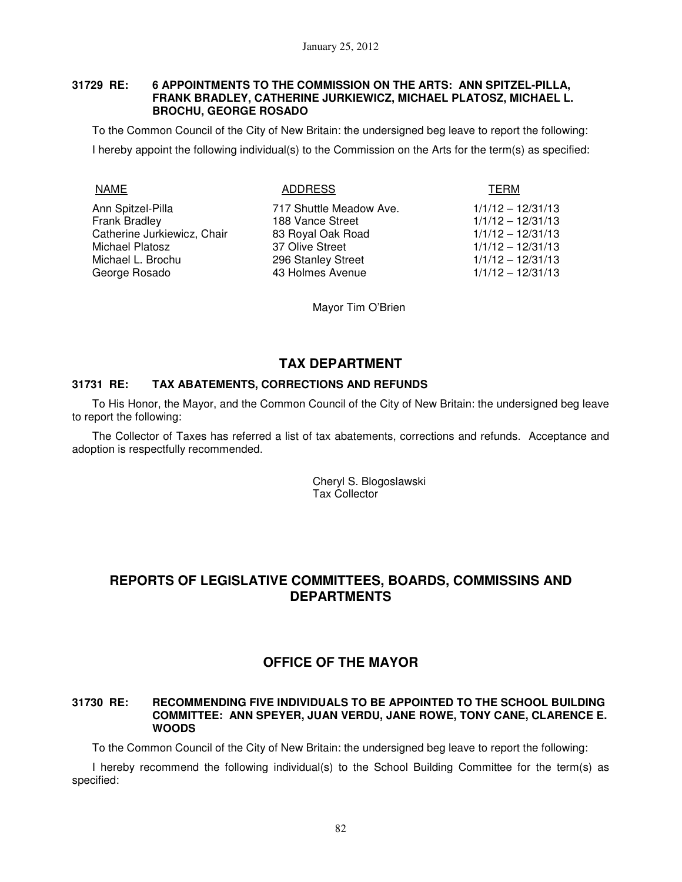**31729 RE: 6 APPOINTMENTS TO THE COMMISSION ON THE ARTS: ANN SPITZEL-PILLA, FRANK BRADLEY, CATHERINE JURKIEWICZ, MICHAEL PLATOSZ, MICHAEL L. BROCHU, GEORGE ROSADO**

To the Common Council of the City of New Britain: the undersigned beg leave to report the following:

I hereby appoint the following individual(s) to the Commission on the Arts for the term(s) as specified:

| NAME | ADDRESS | TERM |
|---|---|---|
| Ann Spitzel-Pilla | 717 Shuttle Meadow Ave. | 1/1/12 – 12/31/13 |
| Frank Bradley | 188 Vance Street | 1/1/12 – 12/31/13 |
| Catherine Jurkiewicz, Chair | 83 Royal Oak Road | 1/1/12 – 12/31/13 |
| Michael Platosz | 37 Olive Street | 1/1/12 – 12/31/13 |
| Michael L. Brochu | 296 Stanley Street | 1/1/12 – 12/31/13 |
| George Rosado | 43 Holmes Avenue | 1/1/12 – 12/31/13 |

Mayor Tim O'Brien

## TAX DEPARTMENT

**31731 RE: TAX ABATEMENTS, CORRECTIONS AND REFUNDS**

To His Honor, the Mayor, and the Common Council of the City of New Britain: the undersigned beg leave to report the following:

The Collector of Taxes has referred a list of tax abatements, corrections and refunds. Acceptance and adoption is respectfully recommended.

Cheryl S. Blogoslawski
Tax Collector

## REPORTS OF LEGISLATIVE COMMITTEES, BOARDS, COMMISSINS AND DEPARTMENTS

## OFFICE OF THE MAYOR

**31730 RE: RECOMMENDING FIVE INDIVIDUALS TO BE APPOINTED TO THE SCHOOL BUILDING COMMITTEE: ANN SPEYER, JUAN VERDU, JANE ROWE, TONY CANE, CLARENCE E. WOODS**

To the Common Council of the City of New Britain: the undersigned beg leave to report the following:

I hereby recommend the following individual(s) to the School Building Committee for the term(s) as specified: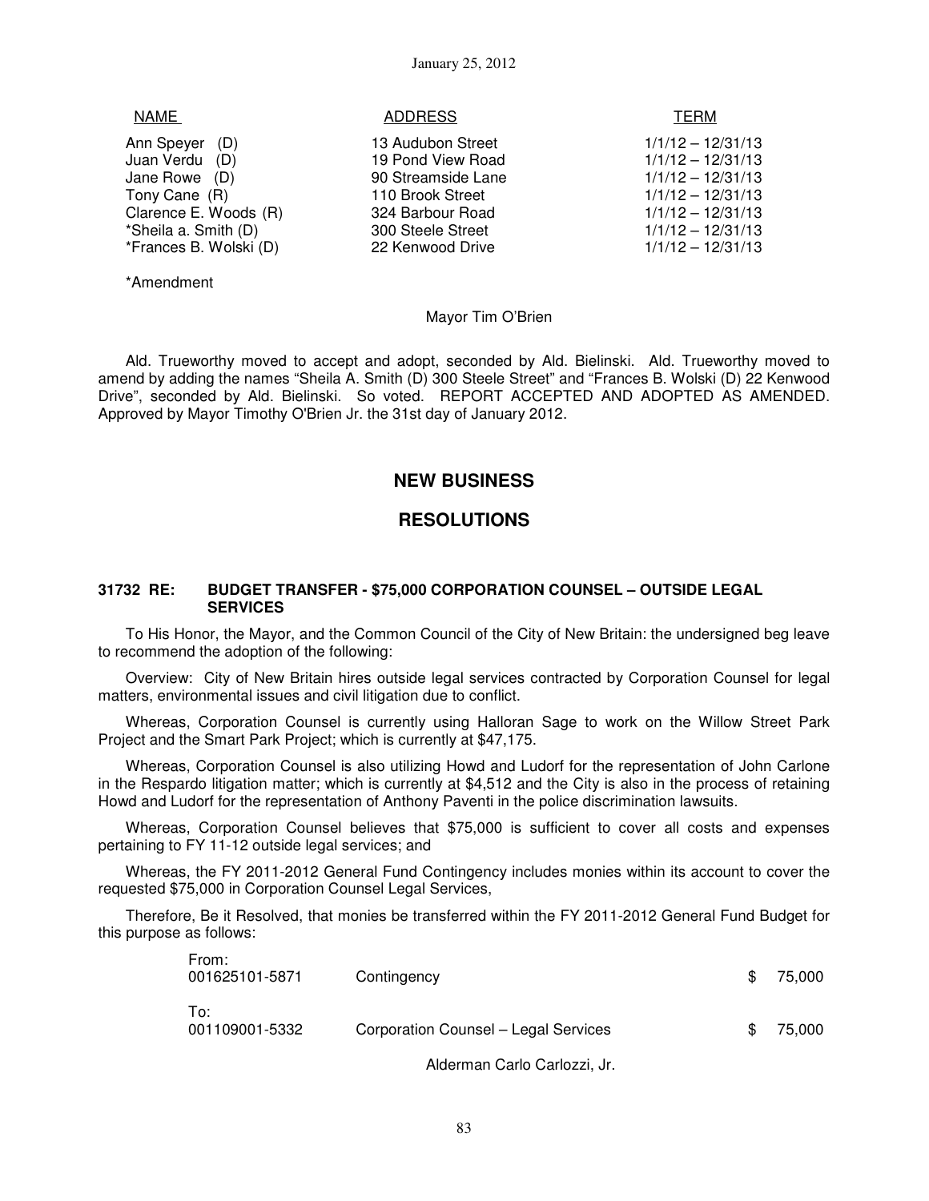| NAME | ADDRESS | TERM |
| --- | --- | --- |
| Ann Speyer (D) | 13 Audubon Street | 1/1/12 – 12/31/13 |
| Juan Verdu (D) | 19 Pond View Road | 1/1/12 – 12/31/13 |
| Jane Rowe (D) | 90 Streamside Lane | 1/1/12 – 12/31/13 |
| Tony Cane (R) | 110 Brook Street | 1/1/12 – 12/31/13 |
| Clarence E. Woods (R) | 324 Barbour Road | 1/1/12 – 12/31/13 |
| *Sheila a. Smith (D) | 300 Steele Street | 1/1/12 – 12/31/13 |
| *Frances B. Wolski (D) | 22 Kenwood Drive | 1/1/12 – 12/31/13 |

*Amendment

Mayor Tim O'Brien

Ald. Trueworthy moved to accept and adopt, seconded by Ald. Bielinski. Ald. Trueworthy moved to amend by adding the names "Sheila A. Smith (D) 300 Steele Street" and "Frances B. Wolski (D) 22 Kenwood Drive", seconded by Ald. Bielinski. So voted. REPORT ACCEPTED AND ADOPTED AS AMENDED. Approved by Mayor Timothy O'Brien Jr. the 31st day of January 2012.

## NEW BUSINESS

## RESOLUTIONS

### 31732 RE: BUDGET TRANSFER - $75,000 CORPORATION COUNSEL – OUTSIDE LEGAL SERVICES

To His Honor, the Mayor, and the Common Council of the City of New Britain: the undersigned beg leave to recommend the adoption of the following:

Overview: City of New Britain hires outside legal services contracted by Corporation Counsel for legal matters, environmental issues and civil litigation due to conflict.

Whereas, Corporation Counsel is currently using Halloran Sage to work on the Willow Street Park Project and the Smart Park Project; which is currently at $47,175.

Whereas, Corporation Counsel is also utilizing Howd and Ludorf for the representation of John Carlone in the Respardo litigation matter; which is currently at $4,512 and the City is also in the process of retaining Howd and Ludorf for the representation of Anthony Paventi in the police discrimination lawsuits.

Whereas, Corporation Counsel believes that $75,000 is sufficient to cover all costs and expenses pertaining to FY 11-12 outside legal services; and

Whereas, the FY 2011-2012 General Fund Contingency includes monies within its account to cover the requested $75,000 in Corporation Counsel Legal Services,

Therefore, Be it Resolved, that monies be transferred within the FY 2011-2012 General Fund Budget for this purpose as follows:

| | | |
| --- | --- | --- |
| From: 001625101-5871 | Contingency | $ 75,000 |
| To: 001109001-5332 | Corporation Counsel – Legal Services | $ 75,000 |

Alderman Carlo Carlozzi, Jr.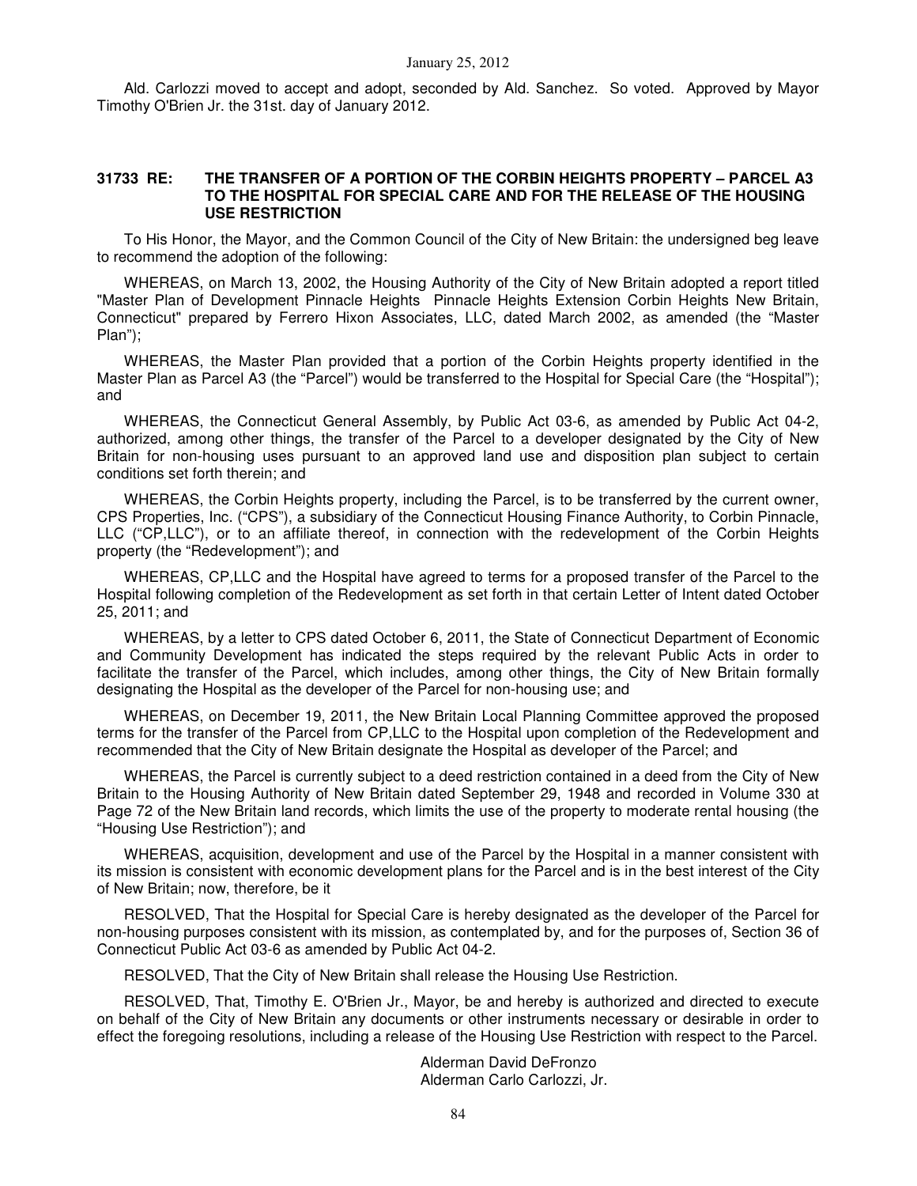Ald. Carlozzi moved to accept and adopt, seconded by Ald. Sanchez. So voted. Approved by Mayor Timothy O'Brien Jr. the 31st. day of January 2012.

**31733 RE: THE TRANSFER OF A PORTION OF THE CORBIN HEIGHTS PROPERTY – PARCEL A3 TO THE HOSPITAL FOR SPECIAL CARE AND FOR THE RELEASE OF THE HOUSING USE RESTRICTION**

To His Honor, the Mayor, and the Common Council of the City of New Britain: the undersigned beg leave to recommend the adoption of the following:

WHEREAS, on March 13, 2002, the Housing Authority of the City of New Britain adopted a report titled "Master Plan of Development Pinnacle Heights Pinnacle Heights Extension Corbin Heights New Britain, Connecticut" prepared by Ferrero Hixon Associates, LLC, dated March 2002, as amended (the "Master Plan");

WHEREAS, the Master Plan provided that a portion of the Corbin Heights property identified in the Master Plan as Parcel A3 (the "Parcel") would be transferred to the Hospital for Special Care (the "Hospital"); and

WHEREAS, the Connecticut General Assembly, by Public Act 03-6, as amended by Public Act 04-2, authorized, among other things, the transfer of the Parcel to a developer designated by the City of New Britain for non-housing uses pursuant to an approved land use and disposition plan subject to certain conditions set forth therein; and

WHEREAS, the Corbin Heights property, including the Parcel, is to be transferred by the current owner, CPS Properties, Inc. ("CPS"), a subsidiary of the Connecticut Housing Finance Authority, to Corbin Pinnacle, LLC ("CP,LLC"), or to an affiliate thereof, in connection with the redevelopment of the Corbin Heights property (the "Redevelopment"); and

WHEREAS, CP,LLC and the Hospital have agreed to terms for a proposed transfer of the Parcel to the Hospital following completion of the Redevelopment as set forth in that certain Letter of Intent dated October 25, 2011; and

WHEREAS, by a letter to CPS dated October 6, 2011, the State of Connecticut Department of Economic and Community Development has indicated the steps required by the relevant Public Acts in order to facilitate the transfer of the Parcel, which includes, among other things, the City of New Britain formally designating the Hospital as the developer of the Parcel for non-housing use; and

WHEREAS, on December 19, 2011, the New Britain Local Planning Committee approved the proposed terms for the transfer of the Parcel from CP,LLC to the Hospital upon completion of the Redevelopment and recommended that the City of New Britain designate the Hospital as developer of the Parcel; and

WHEREAS, the Parcel is currently subject to a deed restriction contained in a deed from the City of New Britain to the Housing Authority of New Britain dated September 29, 1948 and recorded in Volume 330 at Page 72 of the New Britain land records, which limits the use of the property to moderate rental housing (the "Housing Use Restriction"); and

WHEREAS, acquisition, development and use of the Parcel by the Hospital in a manner consistent with its mission is consistent with economic development plans for the Parcel and is in the best interest of the City of New Britain; now, therefore, be it

RESOLVED, That the Hospital for Special Care is hereby designated as the developer of the Parcel for non-housing purposes consistent with its mission, as contemplated by, and for the purposes of, Section 36 of Connecticut Public Act 03-6 as amended by Public Act 04-2.

RESOLVED, That the City of New Britain shall release the Housing Use Restriction.

RESOLVED, That, Timothy E. O'Brien Jr., Mayor, be and hereby is authorized and directed to execute on behalf of the City of New Britain any documents or other instruments necessary or desirable in order to effect the foregoing resolutions, including a release of the Housing Use Restriction with respect to the Parcel.

Alderman David DeFronzo
Alderman Carlo Carlozzi, Jr.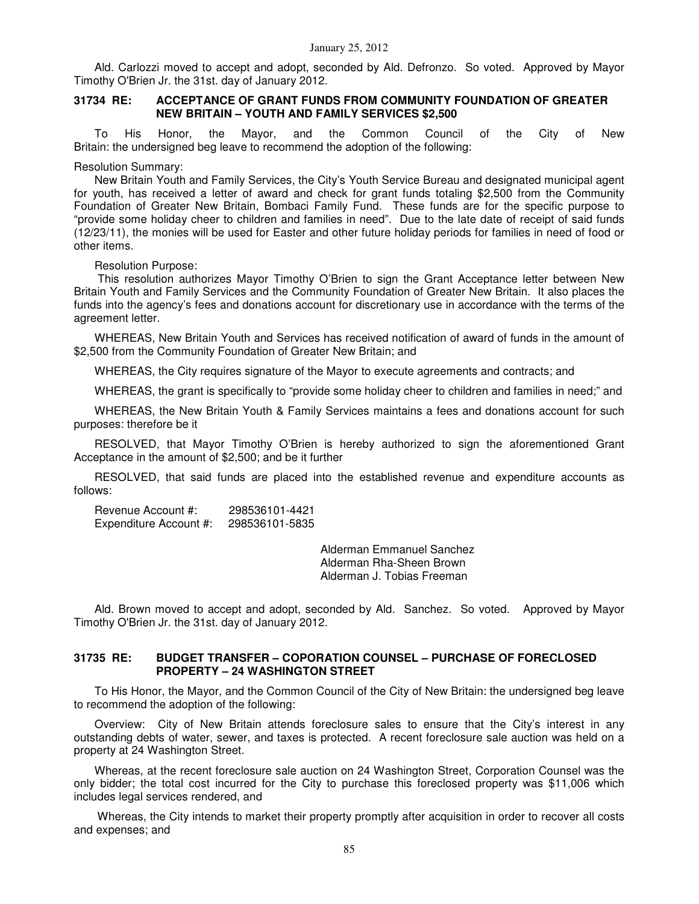Ald. Carlozzi moved to accept and adopt, seconded by Ald. Defronzo. So voted. Approved by Mayor Timothy O'Brien Jr. the 31st. day of January 2012.

### 31734 RE: ACCEPTANCE OF GRANT FUNDS FROM COMMUNITY FOUNDATION OF GREATER NEW BRITAIN – YOUTH AND FAMILY SERVICES $2,500

To His Honor, the Mayor, and the Common Council of the City of New Britain: the undersigned beg leave to recommend the adoption of the following:

Resolution Summary:

New Britain Youth and Family Services, the City's Youth Service Bureau and designated municipal agent for youth, has received a letter of award and check for grant funds totaling $2,500 from the Community Foundation of Greater New Britain, Bombaci Family Fund. These funds are for the specific purpose to "provide some holiday cheer to children and families in need". Due to the late date of receipt of said funds (12/23/11), the monies will be used for Easter and other future holiday periods for families in need of food or other items.

Resolution Purpose:

This resolution authorizes Mayor Timothy O'Brien to sign the Grant Acceptance letter between New Britain Youth and Family Services and the Community Foundation of Greater New Britain. It also places the funds into the agency's fees and donations account for discretionary use in accordance with the terms of the agreement letter.

WHEREAS, New Britain Youth and Services has received notification of award of funds in the amount of $2,500 from the Community Foundation of Greater New Britain; and

WHEREAS, the City requires signature of the Mayor to execute agreements and contracts; and

WHEREAS, the grant is specifically to "provide some holiday cheer to children and families in need;" and

WHEREAS, the New Britain Youth & Family Services maintains a fees and donations account for such purposes: therefore be it

RESOLVED, that Mayor Timothy O'Brien is hereby authorized to sign the aforementioned Grant Acceptance in the amount of $2,500; and be it further

RESOLVED, that said funds are placed into the established revenue and expenditure accounts as follows:

Revenue Account #: 298536101-4421
Expenditure Account #: 298536101-5835

Alderman Emmanuel Sanchez
Alderman Rha-Sheen Brown
Alderman J. Tobias Freeman

Ald. Brown moved to accept and adopt, seconded by Ald. Sanchez. So voted. Approved by Mayor Timothy O'Brien Jr. the 31st. day of January 2012.

### 31735 RE: BUDGET TRANSFER – COPORATION COUNSEL – PURCHASE OF FORECLOSED PROPERTY – 24 WASHINGTON STREET

To His Honor, the Mayor, and the Common Council of the City of New Britain: the undersigned beg leave to recommend the adoption of the following:

Overview: City of New Britain attends foreclosure sales to ensure that the City's interest in any outstanding debts of water, sewer, and taxes is protected. A recent foreclosure sale auction was held on a property at 24 Washington Street.

Whereas, at the recent foreclosure sale auction on 24 Washington Street, Corporation Counsel was the only bidder; the total cost incurred for the City to purchase this foreclosed property was $11,006 which includes legal services rendered, and

Whereas, the City intends to market their property promptly after acquisition in order to recover all costs and expenses; and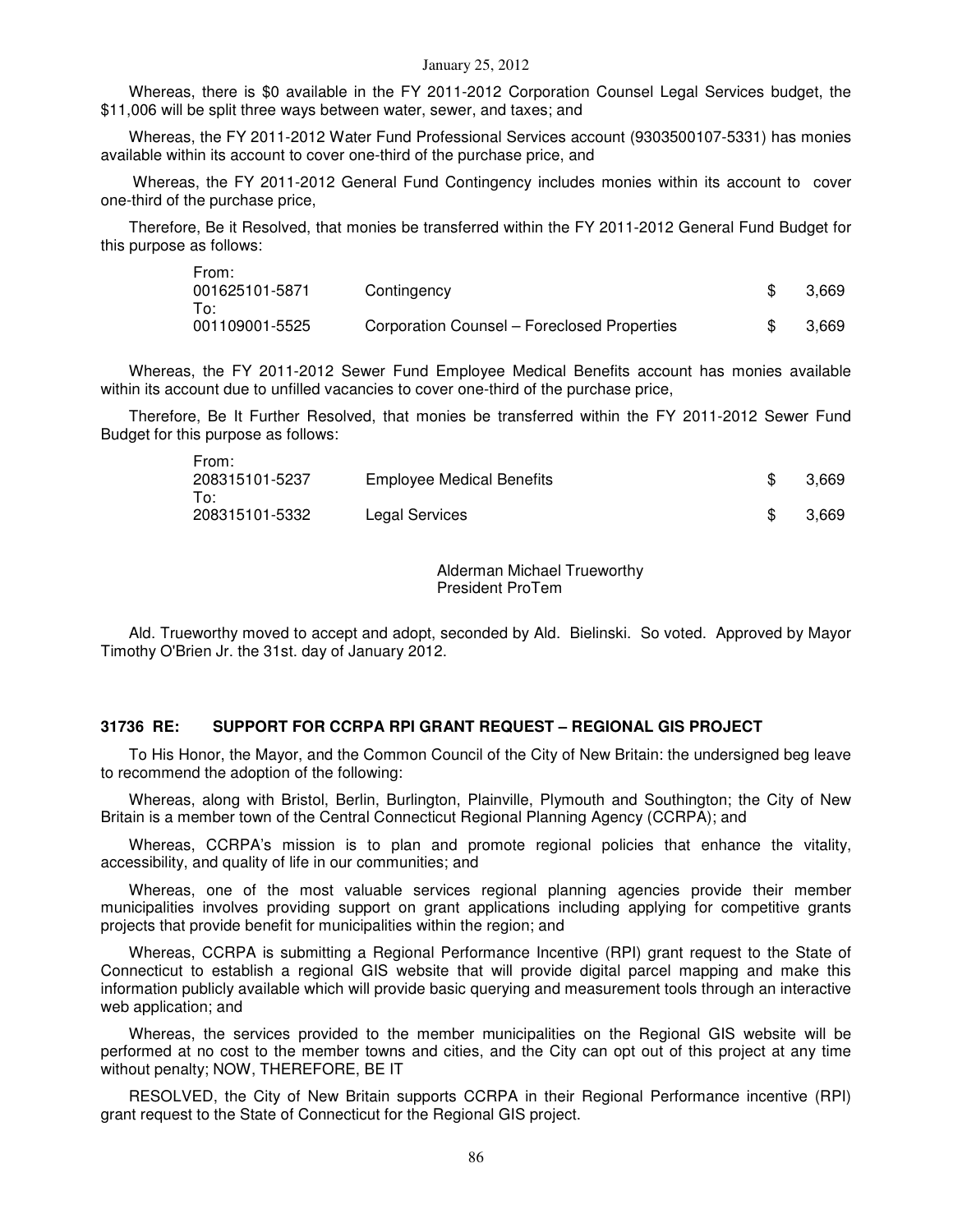Whereas, there is $0 available in the FY 2011-2012 Corporation Counsel Legal Services budget, the $11,006 will be split three ways between water, sewer, and taxes; and

Whereas, the FY 2011-2012 Water Fund Professional Services account (9303500107-5331) has monies available within its account to cover one-third of the purchase price, and

Whereas, the FY 2011-2012 General Fund Contingency includes monies within its account to cover one-third of the purchase price,

Therefore, Be it Resolved, that monies be transferred within the FY 2011-2012 General Fund Budget for this purpose as follows:

| | | |
|---|---|---|
| From: | | |
| 001625101-5871 | Contingency | $ 3,669 |
| To: | | |
| 001109001-5525 | Corporation Counsel – Foreclosed Properties | $ 3,669 |

Whereas, the FY 2011-2012 Sewer Fund Employee Medical Benefits account has monies available within its account due to unfilled vacancies to cover one-third of the purchase price,

Therefore, Be It Further Resolved, that monies be transferred within the FY 2011-2012 Sewer Fund Budget for this purpose as follows:

| | | |
|---|---|---|
| From: | | |
| 208315101-5237 | Employee Medical Benefits | $ 3,669 |
| To: | | |
| 208315101-5332 | Legal Services | $ 3,669 |

Alderman Michael Trueworthy
President ProTem

Ald. Trueworthy moved to accept and adopt, seconded by Ald. Bielinski. So voted. Approved by Mayor Timothy O'Brien Jr. the 31st. day of January 2012.

**31736 RE: SUPPORT FOR CCRPA RPI GRANT REQUEST – REGIONAL GIS PROJECT**

To His Honor, the Mayor, and the Common Council of the City of New Britain: the undersigned beg leave to recommend the adoption of the following:

Whereas, along with Bristol, Berlin, Burlington, Plainville, Plymouth and Southington; the City of New Britain is a member town of the Central Connecticut Regional Planning Agency (CCRPA); and

Whereas, CCRPA's mission is to plan and promote regional policies that enhance the vitality, accessibility, and quality of life in our communities; and

Whereas, one of the most valuable services regional planning agencies provide their member municipalities involves providing support on grant applications including applying for competitive grants projects that provide benefit for municipalities within the region; and

Whereas, CCRPA is submitting a Regional Performance Incentive (RPI) grant request to the State of Connecticut to establish a regional GIS website that will provide digital parcel mapping and make this information publicly available which will provide basic querying and measurement tools through an interactive web application; and

Whereas, the services provided to the member municipalities on the Regional GIS website will be performed at no cost to the member towns and cities, and the City can opt out of this project at any time without penalty; NOW, THEREFORE, BE IT

RESOLVED, the City of New Britain supports CCRPA in their Regional Performance incentive (RPI) grant request to the State of Connecticut for the Regional GIS project.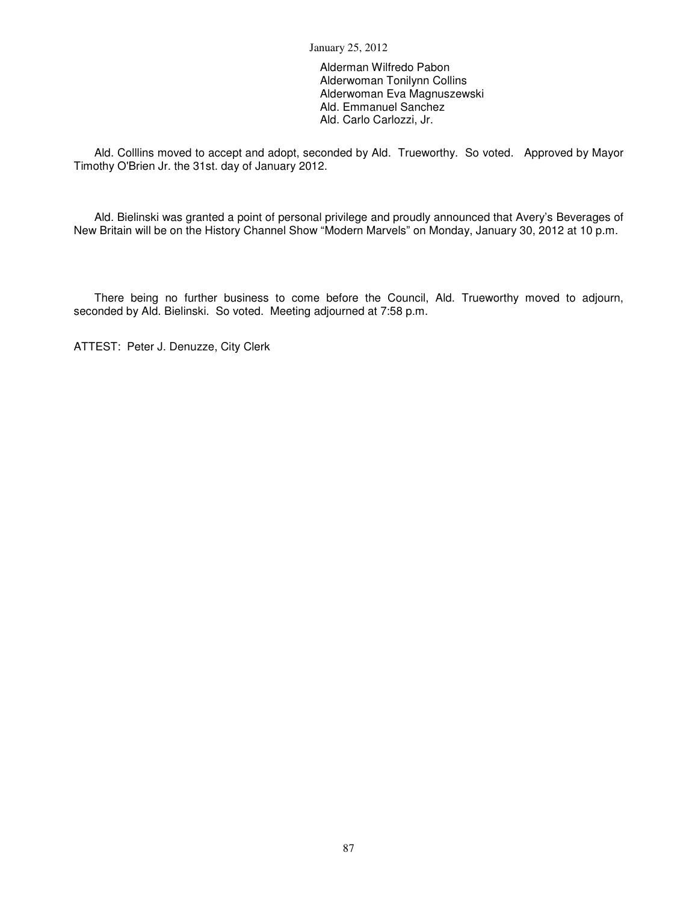Alderman Wilfredo Pabon
Alderwoman Tonilynn Collins
Alderwoman Eva Magnuszewski
Ald. Emmanuel Sanchez
Ald. Carlo Carlozzi, Jr.

Ald. Colllins moved to accept and adopt, seconded by Ald. Trueworthy. So voted. Approved by Mayor Timothy O'Brien Jr. the 31st. day of January 2012.

Ald. Bielinski was granted a point of personal privilege and proudly announced that Avery's Beverages of New Britain will be on the History Channel Show "Modern Marvels" on Monday, January 30, 2012 at 10 p.m.

There being no further business to come before the Council, Ald. Trueworthy moved to adjourn, seconded by Ald. Bielinski. So voted. Meeting adjourned at 7:58 p.m.

ATTEST: Peter J. Denuzze, City Clerk